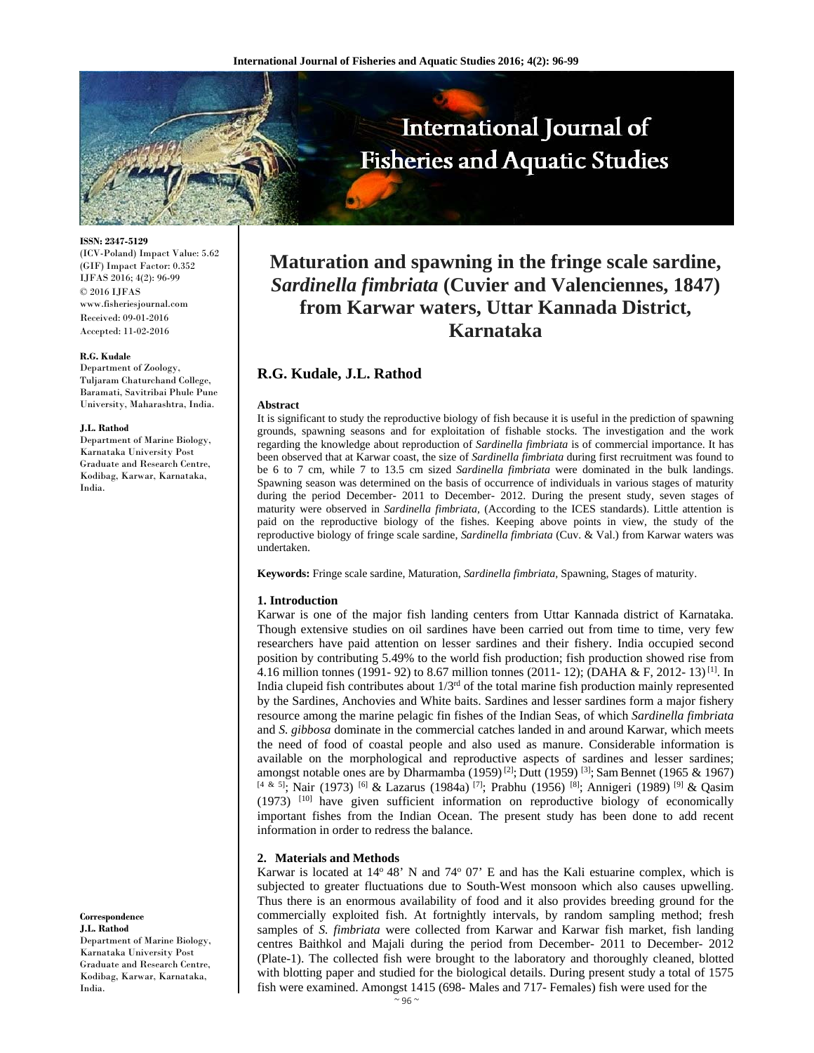**ISSN: 2347-5129**
(ICV-Poland) Impact Value: 5.62
(GIF) Impact Factor: 0.352
IJFAS 2016; 4(2): 96-99
© 2016 IJFAS
www.fisheriesjournal.com
Received: 09-01-2016
Accepted: 11-02-2016

**R.G. Kudale**
Department of Zoology, Tuljaram Chaturchand College, Baramati, Savitribai Phule Pune University, Maharashtra, India.

**J.L. Rathod**
Department of Marine Biology, Karnataka University Post Graduate and Research Centre, Kodibag, Karwar, Karnataka, India.

**Correspondence**
**J.L. Rathod**
Department of Marine Biology, Karnataka University Post Graduate and Research Centre, Kodibag, Karwar, Karnataka, India.

# Maturation and spawning in the fringe scale sardine, *Sardinella fimbriata* (Cuvier and Valenciennes, 1847) from Karwar waters, Uttar Kannada District, Karnataka

## R.G. Kudale, J.L. Rathod

### Abstract

It is significant to study the reproductive biology of fish because it is useful in the prediction of spawning grounds, spawning seasons and for exploitation of fishable stocks. The investigation and the work regarding the knowledge about reproduction of *Sardinella fimbriata* is of commercial importance. It has been observed that at Karwar coast, the size of *Sardinella fimbriata* during first recruitment was found to be 6 to 7 cm, while 7 to 13.5 cm sized *Sardinella fimbriata* were dominated in the bulk landings. Spawning season was determined on the basis of occurrence of individuals in various stages of maturity during the period December- 2011 to December- 2012. During the present study, seven stages of maturity were observed in *Sardinella fimbriata*, (According to the ICES standards). Little attention is paid on the reproductive biology of the fishes. Keeping above points in view, the study of the reproductive biology of fringe scale sardine, *Sardinella fimbriata* (Cuv. & Val.) from Karwar waters was undertaken.

**Keywords:** Fringe scale sardine, Maturation, *Sardinella fimbriata*, Spawning, Stages of maturity.

### 1. Introduction

Karwar is one of the major fish landing centers from Uttar Kannada district of Karnataka. Though extensive studies on oil sardines have been carried out from time to time, very few researchers have paid attention on lesser sardines and their fishery. India occupied second position by contributing 5.49% to the world fish production; fish production showed rise from 4.16 million tonnes (1991- 92) to 8.67 million tonnes (2011- 12); (DAHA & F, 2012- 13) [1]. In India clupeid fish contributes about 1/3rd of the total marine fish production mainly represented by the Sardines, Anchovies and White baits. Sardines and lesser sardines form a major fishery resource among the marine pelagic fin fishes of the Indian Seas, of which *Sardinella fimbriata* and *S. gibbosa* dominate in the commercial catches landed in and around Karwar, which meets the need of food of coastal people and also used as manure. Considerable information is available on the morphological and reproductive aspects of sardines and lesser sardines; amongst notable ones are by Dharmamba (1959) [2]; Dutt (1959) [3]; Sam Bennet (1965 & 1967) [4 & 5]; Nair (1973) [6] & Lazarus (1984a) [7]; Prabhu (1956) [8]; Annigeri (1989) [9] & Qasim (1973) [10] have given sufficient information on reproductive biology of economically important fishes from the Indian Ocean. The present study has been done to add recent information in order to redress the balance.

### 2. Materials and Methods

Karwar is located at 14° 48' N and 74° 07' E and has the Kali estuarine complex, which is subjected to greater fluctuations due to South-West monsoon which also causes upwelling. Thus there is an enormous availability of food and it also provides breeding ground for the commercially exploited fish. At fortnightly intervals, by random sampling method; fresh samples of *S. fimbriata* were collected from Karwar and Karwar fish market, fish landing centres Baithkol and Majali during the period from December- 2011 to December- 2012 (Plate-1). The collected fish were brought to the laboratory and thoroughly cleaned, blotted with blotting paper and studied for the biological details. During present study a total of 1575 fish were examined. Amongst 1415 (698- Males and 717- Females) fish were used for the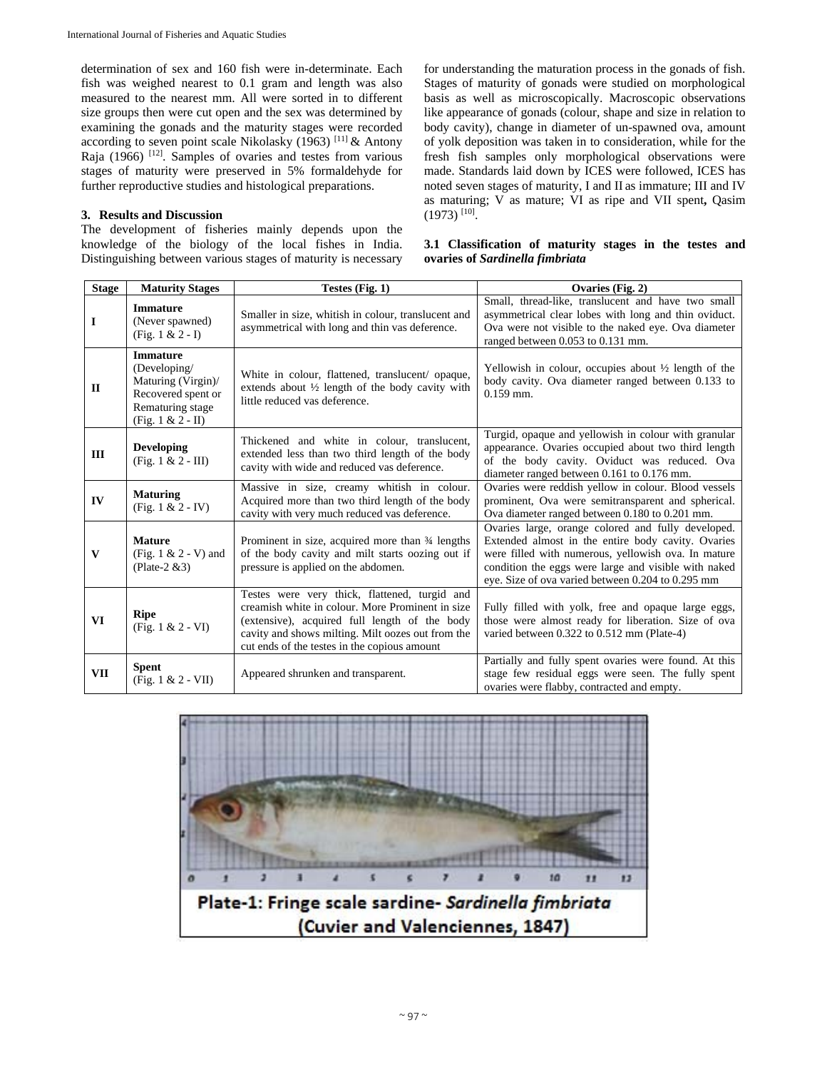determination of sex and 160 fish were in-determinate. Each fish was weighed nearest to 0.1 gram and length was also measured to the nearest mm. All were sorted in to different size groups then were cut open and the sex was determined by examining the gonads and the maturity stages were recorded according to seven point scale Nikolasky (1963) [11] & Antony Raja (1966) [12]. Samples of ovaries and testes from various stages of maturity were preserved in 5% formaldehyde for further reproductive studies and histological preparations.

### 3. Results and Discussion

The development of fisheries mainly depends upon the knowledge of the biology of the local fishes in India. Distinguishing between various stages of maturity is necessary for understanding the maturation process in the gonads of fish. Stages of maturity of gonads were studied on morphological basis as well as microscopically. Macroscopic observations like appearance of gonads (colour, shape and size in relation to body cavity), change in diameter of un-spawned ova, amount of yolk deposition was taken in to consideration, while for the fresh fish samples only morphological observations were made. Standards laid down by ICES were followed, ICES has noted seven stages of maturity, I and II as immature; III and IV as maturing; V as mature; VI as ripe and VII spent, Qasim (1973) [10].

#### 3.1 Classification of maturity stages in the testes and ovaries of *Sardinella fimbriata*

| Stage | Maturity Stages | Testes (Fig. 1) | Ovaries (Fig. 2) |
|---|---|---|---|
| I | **Immature** (Never spawned) (Fig. 1 & 2 - I) | Smaller in size, whitish in colour, translucent and asymmetrical with long and thin vas deference. | Small, thread-like, translucent and have two small asymmetrical clear lobes with long and thin oviduct. Ova were not visible to the naked eye. Ova diameter ranged between 0.053 to 0.131 mm. |
| II | **Immature** (Developing/ Maturing (Virgin)/ Recovered spent or Rematuring stage (Fig. 1 & 2 - II) | White in colour, flattened, translucent/ opaque, extends about ½ length of the body cavity with little reduced vas deference. | Yellowish in colour, occupies about ½ length of the body cavity. Ova diameter ranged between 0.133 to 0.159 mm. |
| III | **Developing** (Fig. 1 & 2 - III) | Thickened and white in colour, translucent, extended less than two third length of the body cavity with wide and reduced vas deference. | Turgid, opaque and yellowish in colour with granular appearance. Ovaries occupied about two third length of the body cavity. Oviduct was reduced. Ova diameter ranged between 0.161 to 0.176 mm. |
| IV | **Maturing** (Fig. 1 & 2 - IV) | Massive in size, creamy whitish in colour. Acquired more than two third length of the body cavity with very much reduced vas deference. | Ovaries were reddish yellow in colour. Blood vessels prominent, Ova were semitransparent and spherical. Ova diameter ranged between 0.180 to 0.201 mm. |
| V | **Mature** (Fig. 1 & 2 - V) and (Plate-2 &3) | Prominent in size, acquired more than ¾ lengths of the body cavity and milt starts oozing out if pressure is applied on the abdomen. | Ovaries large, orange colored and fully developed. Extended almost in the entire body cavity. Ovaries were filled with numerous, yellowish ova. In mature condition the eggs were large and visible with naked eye. Size of ova varied between 0.204 to 0.295 mm |
| VI | **Ripe** (Fig. 1 & 2 - VI) | Testes were very thick, flattened, turgid and creamish white in colour. More Prominent in size (extensive), acquired full length of the body cavity and shows milting. Milt oozes out from the cut ends of the testes in the copious amount | Fully filled with yolk, free and opaque large eggs, those were almost ready for liberation. Size of ova varied between 0.322 to 0.512 mm (Plate-4) |
| VII | **Spent** (Fig. 1 & 2 - VII) | Appeared shrunken and transparent. | Partially and fully spent ovaries were found. At this stage few residual eggs were seen. The fully spent ovaries were flabby, contracted and empty. |

Plate-1: Fringe scale sardine- *Sardinella fimbriata* (Cuvier and Valenciennes, 1847)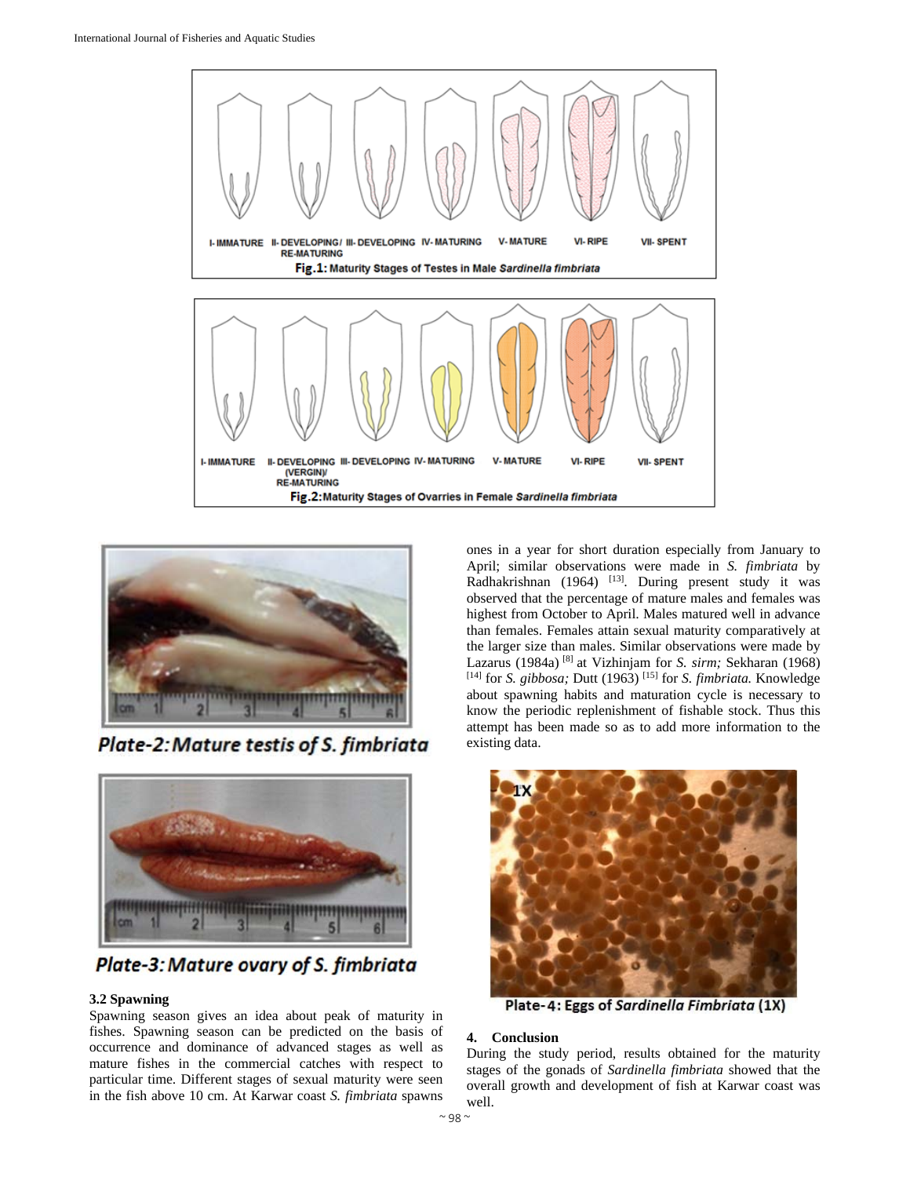Fig.1: Maturity Stages of Testes in Male *Sardinella fimbriata*

Fig.2: Maturity Stages of Ovarries in Female *Sardinella fimbriata*

Plate-2: Mature testis of *S. fimbriata*

Plate-3: Mature ovary of *S. fimbriata*

### 3.2 Spawning

Spawning season gives an idea about peak of maturity in fishes. Spawning season can be predicted on the basis of occurrence and dominance of advanced stages as well as mature fishes in the commercial catches with respect to particular time. Different stages of sexual maturity were seen in the fish above 10 cm. At Karwar coast *S. fimbriata* spawns ones in a year for short duration especially from January to April; similar observations were made in *S. fimbriata* by Radhakrishnan (1964) [13]. During present study it was observed that the percentage of mature males and females was highest from October to April. Males matured well in advance than females. Females attain sexual maturity comparatively at the larger size than males. Similar observations were made by Lazarus (1984a) [8] at Vizhinjam for *S. sirm;* Sekharan (1968) [14] for *S. gibbosa;* Dutt (1963) [15] for *S. fimbriata.* Knowledge about spawning habits and maturation cycle is necessary to know the periodic replenishment of fishable stock. Thus this attempt has been made so as to add more information to the existing data.

Plate-4: Eggs of *Sardinella Fimbriata* (1X)

## 4. Conclusion

During the study period, results obtained for the maturity stages of the gonads of *Sardinella fimbriata* showed that the overall growth and development of fish at Karwar coast was well.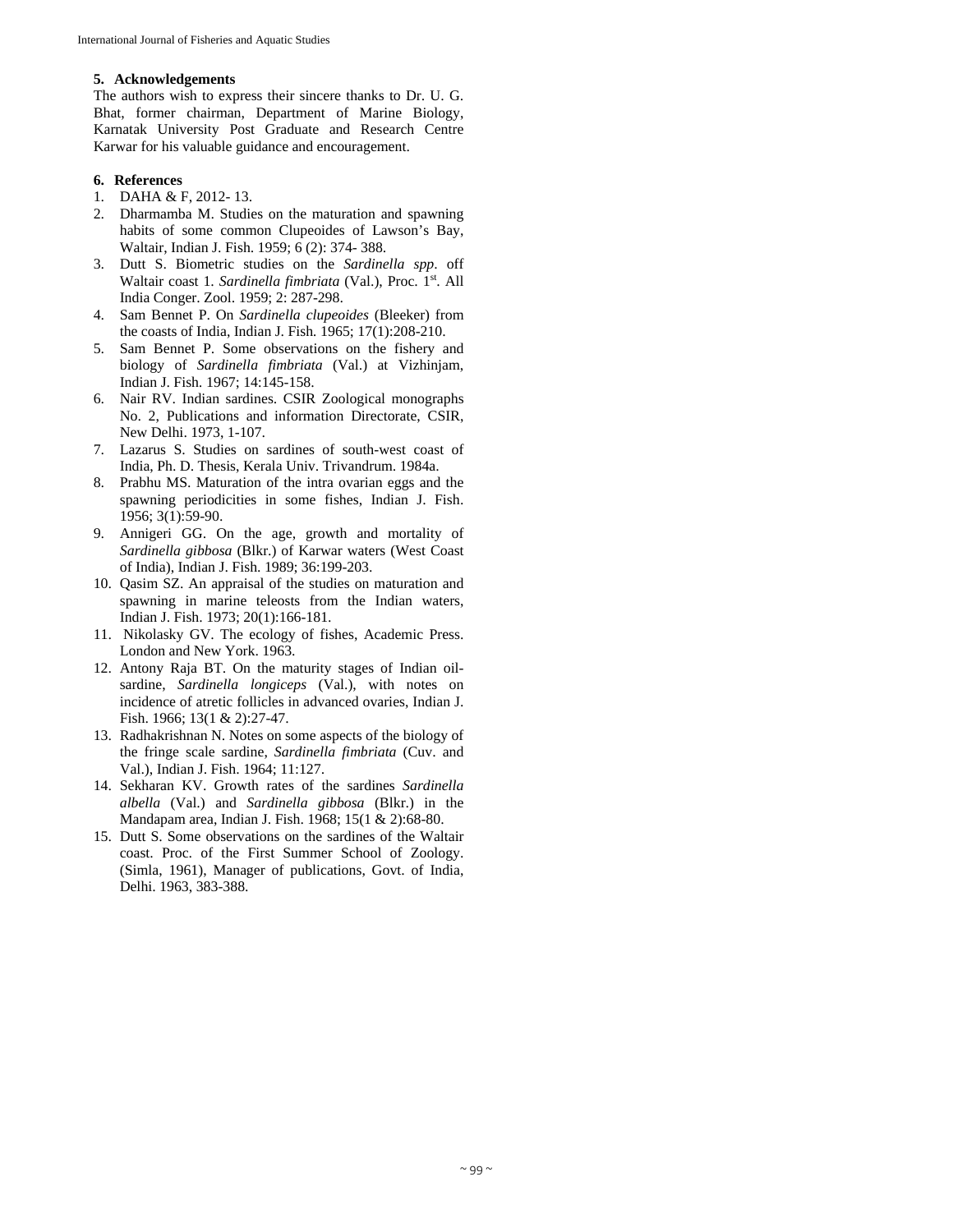## 5. Acknowledgements

The authors wish to express their sincere thanks to Dr. U. G. Bhat, former chairman, Department of Marine Biology, Karnatak University Post Graduate and Research Centre Karwar for his valuable guidance and encouragement.

## 6. References

1. DAHA & F, 2012- 13.
2. Dharmamba M. Studies on the maturation and spawning habits of some common Clupeoides of Lawson's Bay, Waltair, Indian J. Fish. 1959; 6 (2): 374- 388.
3. Dutt S. Biometric studies on the *Sardinella spp*. off Waltair coast 1. *Sardinella fimbriata* (Val.), Proc. 1st. All India Conger. Zool. 1959; 2: 287-298.
4. Sam Bennet P. On *Sardinella clupeoides* (Bleeker) from the coasts of India, Indian J. Fish. 1965; 17(1):208-210.
5. Sam Bennet P. Some observations on the fishery and biology of *Sardinella fimbriata* (Val.) at Vizhinjam, Indian J. Fish. 1967; 14:145-158.
6. Nair RV. Indian sardines. CSIR Zoological monographs No. 2, Publications and information Directorate, CSIR, New Delhi. 1973, 1-107.
7. Lazarus S. Studies on sardines of south-west coast of India, Ph. D. Thesis, Kerala Univ. Trivandrum. 1984a.
8. Prabhu MS. Maturation of the intra ovarian eggs and the spawning periodicities in some fishes, Indian J. Fish. 1956; 3(1):59-90.
9. Annigeri GG. On the age, growth and mortality of *Sardinella gibbosa* (Blkr.) of Karwar waters (West Coast of India), Indian J. Fish. 1989; 36:199-203.
10. Qasim SZ. An appraisal of the studies on maturation and spawning in marine teleosts from the Indian waters, Indian J. Fish. 1973; 20(1):166-181.
11. Nikolasky GV. The ecology of fishes, Academic Press. London and New York. 1963.
12. Antony Raja BT. On the maturity stages of Indian oil-sardine, *Sardinella longiceps* (Val.), with notes on incidence of atretic follicles in advanced ovaries, Indian J. Fish. 1966; 13(1 & 2):27-47.
13. Radhakrishnan N. Notes on some aspects of the biology of the fringe scale sardine, *Sardinella fimbriata* (Cuv. and Val.), Indian J. Fish. 1964; 11:127.
14. Sekharan KV. Growth rates of the sardines *Sardinella albella* (Val.) and *Sardinella gibbosa* (Blkr.) in the Mandapam area, Indian J. Fish. 1968; 15(1 & 2):68-80.
15. Dutt S. Some observations on the sardines of the Waltair coast. Proc. of the First Summer School of Zoology. (Simla, 1961), Manager of publications, Govt. of India, Delhi. 1963, 383-388.